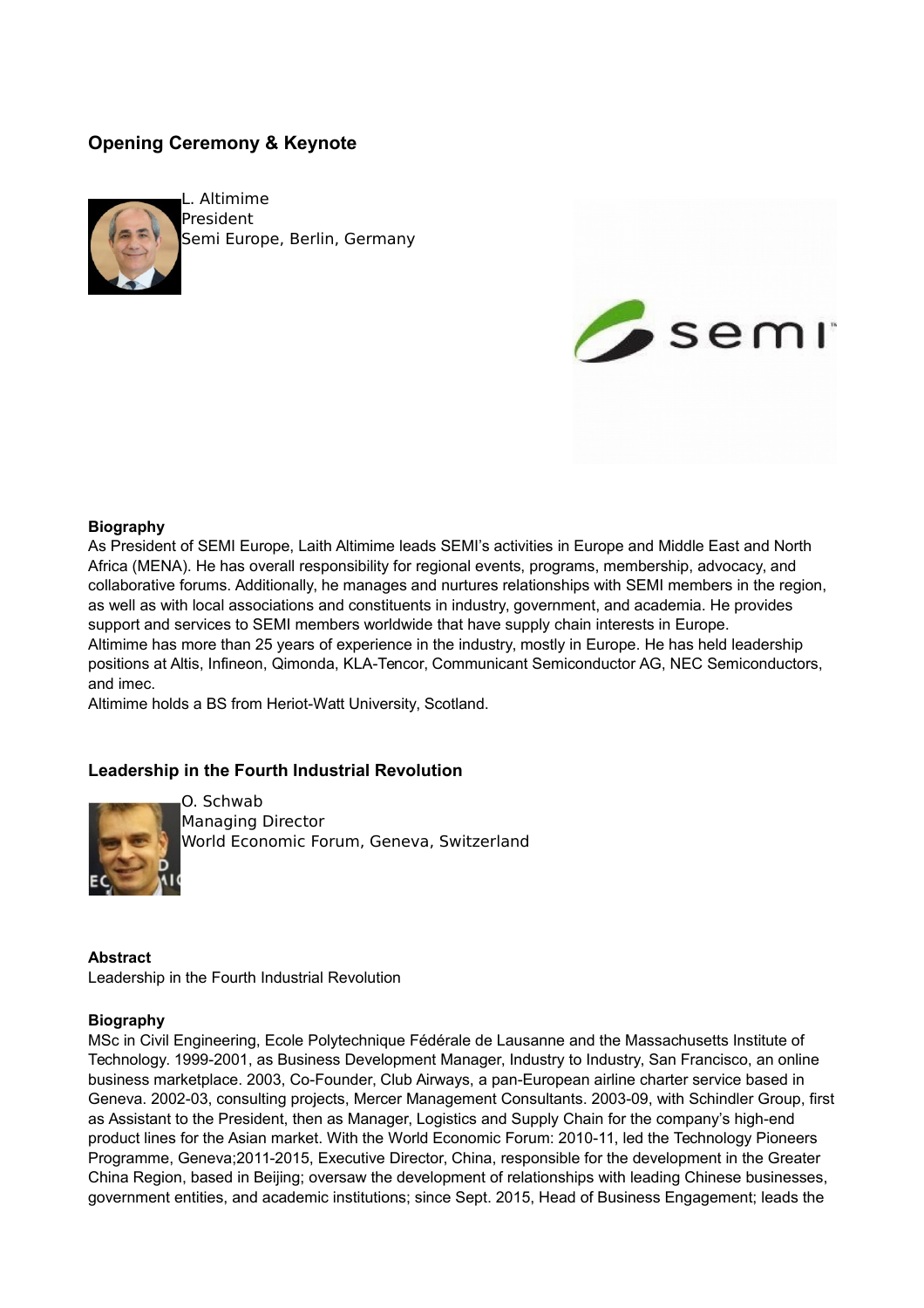## Opening Ceremony & Keynote

L. Altimime
President
Semi Europe, Berlin, Germany

**Biography**
As President of SEMI Europe, Laith Altimime leads SEMI's activities in Europe and Middle East and North Africa (MENA). He has overall responsibility for regional events, programs, membership, advocacy, and collaborative forums. Additionally, he manages and nurtures relationships with SEMI members in the region, as well as with local associations and constituents in industry, government, and academia. He provides support and services to SEMI members worldwide that have supply chain interests in Europe.
Altimime has more than 25 years of experience in the industry, mostly in Europe. He has held leadership positions at Altis, Infineon, Qimonda, KLA-Tencor, Communicant Semiconductor AG, NEC Semiconductors, and imec.
Altimime holds a BS from Heriot-Watt University, Scotland.

## Leadership in the Fourth Industrial Revolution

O. Schwab
Managing Director
World Economic Forum, Geneva, Switzerland

**Abstract**
Leadership in the Fourth Industrial Revolution

**Biography**
MSc in Civil Engineering, Ecole Polytechnique Fédérale de Lausanne and the Massachusetts Institute of Technology. 1999-2001, as Business Development Manager, Industry to Industry, San Francisco, an online business marketplace. 2003, Co-Founder, Club Airways, a pan-European airline charter service based in Geneva. 2002-03, consulting projects, Mercer Management Consultants. 2003-09, with Schindler Group, first as Assistant to the President, then as Manager, Logistics and Supply Chain for the company's high-end product lines for the Asian market. With the World Economic Forum: 2010-11, led the Technology Pioneers Programme, Geneva;2011-2015, Executive Director, China, responsible for the development in the Greater China Region, based in Beijing; oversaw the development of relationships with leading Chinese businesses, government entities, and academic institutions; since Sept. 2015, Head of Business Engagement; leads the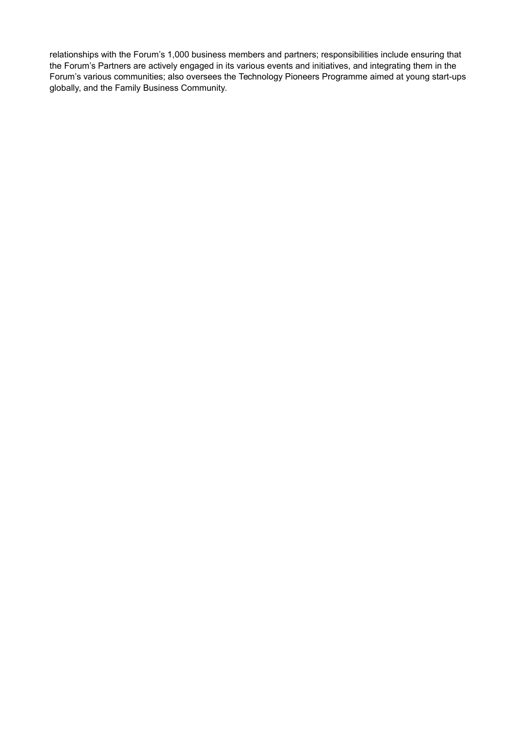relationships with the Forum’s 1,000 business members and partners; responsibilities include ensuring that the Forum’s Partners are actively engaged in its various events and initiatives, and integrating them in the Forum’s various communities; also oversees the Technology Pioneers Programme aimed at young start-ups globally, and the Family Business Community.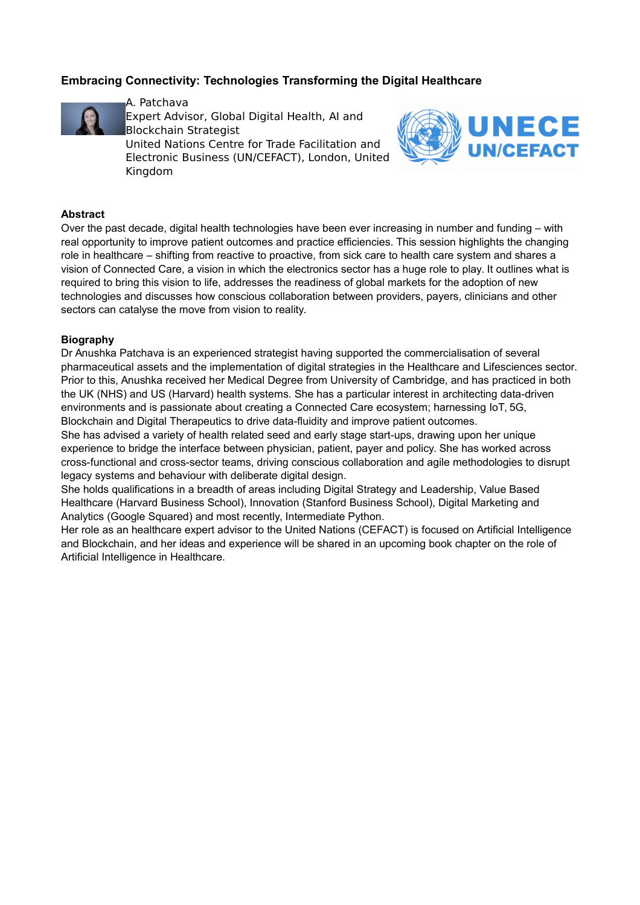## Embracing Connectivity: Technologies Transforming the Digital Healthcare

A. Patchava
Expert Advisor, Global Digital Health, AI and Blockchain Strategist
United Nations Centre for Trade Facilitation and Electronic Business (UN/CEFACT), London, United Kingdom

### Abstract

Over the past decade, digital health technologies have been ever increasing in number and funding – with real opportunity to improve patient outcomes and practice efficiencies. This session highlights the changing role in healthcare – shifting from reactive to proactive, from sick care to health care system and shares a vision of Connected Care, a vision in which the electronics sector has a huge role to play. It outlines what is required to bring this vision to life, addresses the readiness of global markets for the adoption of new technologies and discusses how conscious collaboration between providers, payers, clinicians and other sectors can catalyse the move from vision to reality.

### Biography

Dr Anushka Patchava is an experienced strategist having supported the commercialisation of several pharmaceutical assets and the implementation of digital strategies in the Healthcare and Lifesciences sector. Prior to this, Anushka received her Medical Degree from University of Cambridge, and has practiced in both the UK (NHS) and US (Harvard) health systems. She has a particular interest in architecting data-driven environments and is passionate about creating a Connected Care ecosystem; harnessing IoT, 5G, Blockchain and Digital Therapeutics to drive data-fluidity and improve patient outcomes.
She has advised a variety of health related seed and early stage start-ups, drawing upon her unique experience to bridge the interface between physician, patient, payer and policy. She has worked across cross-functional and cross-sector teams, driving conscious collaboration and agile methodologies to disrupt legacy systems and behaviour with deliberate digital design.
She holds qualifications in a breadth of areas including Digital Strategy and Leadership, Value Based Healthcare (Harvard Business School), Innovation (Stanford Business School), Digital Marketing and Analytics (Google Squared) and most recently, Intermediate Python.
Her role as an healthcare expert advisor to the United Nations (CEFACT) is focused on Artificial Intelligence and Blockchain, and her ideas and experience will be shared in an upcoming book chapter on the role of Artificial Intelligence in Healthcare.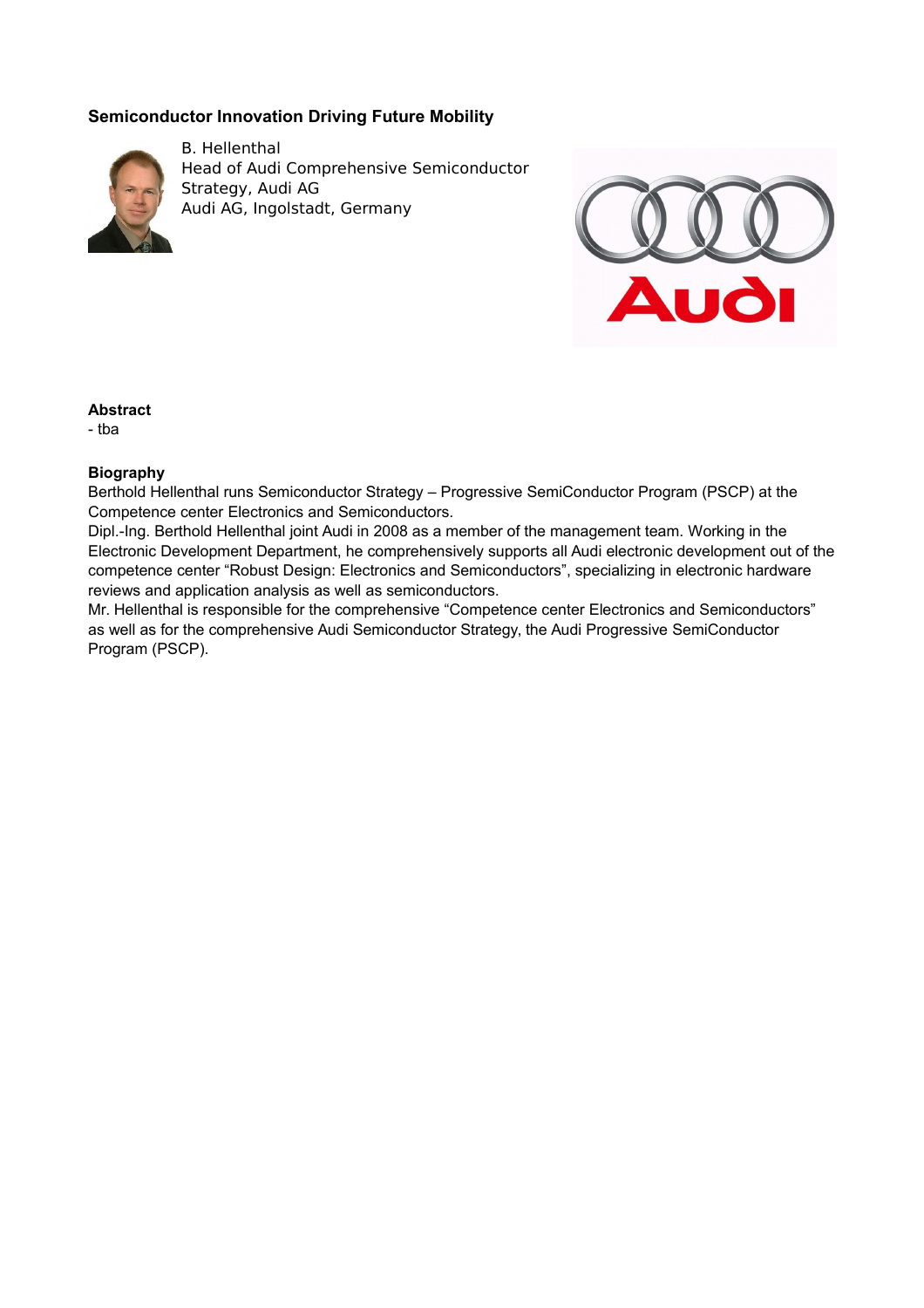## Semiconductor Innovation Driving Future Mobility

B. Hellenthal
Head of Audi Comprehensive Semiconductor Strategy, Audi AG
Audi AG, Ingolstadt, Germany

**Abstract**

- tba

**Biography**

Berthold Hellenthal runs Semiconductor Strategy – Progressive SemiConductor Program (PSCP) at the Competence center Electronics and Semiconductors.
Dipl.-Ing. Berthold Hellenthal joint Audi in 2008 as a member of the management team. Working in the Electronic Development Department, he comprehensively supports all Audi electronic development out of the competence center “Robust Design: Electronics and Semiconductors”, specializing in electronic hardware reviews and application analysis as well as semiconductors.
Mr. Hellenthal is responsible for the comprehensive “Competence center Electronics and Semiconductors” as well as for the comprehensive Audi Semiconductor Strategy, the Audi Progressive SemiConductor Program (PSCP).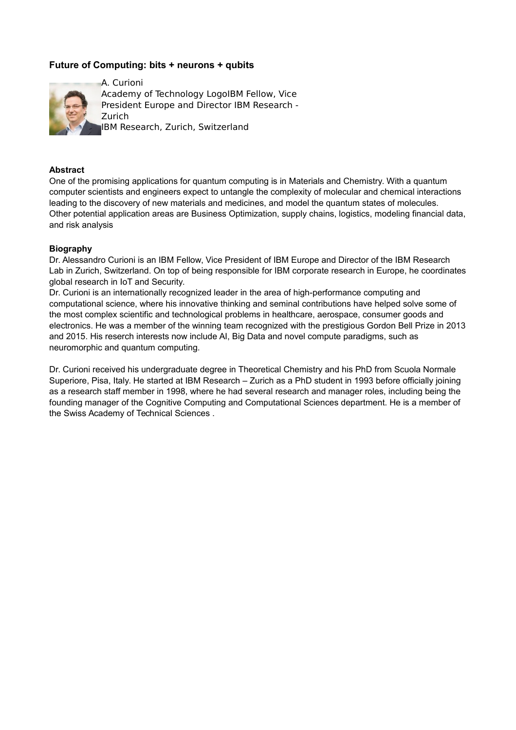### Future of Computing: bits + neurons + qubits

A. Curioni
Academy of Technology LogoIBM Fellow, Vice President Europe and Director IBM Research - Zurich
IBM Research, Zurich, Switzerland

**Abstract**

One of the promising applications for quantum computing is in Materials and Chemistry. With a quantum computer scientists and engineers expect to untangle the complexity of molecular and chemical interactions leading to the discovery of new materials and medicines, and model the quantum states of molecules. Other potential application areas are Business Optimization, supply chains, logistics, modeling financial data, and risk analysis

**Biography**

Dr. Alessandro Curioni is an IBM Fellow, Vice President of IBM Europe and Director of the IBM Research Lab in Zurich, Switzerland. On top of being responsible for IBM corporate research in Europe, he coordinates global research in IoT and Security.
Dr. Curioni is an internationally recognized leader in the area of high-performance computing and computational science, where his innovative thinking and seminal contributions have helped solve some of the most complex scientific and technological problems in healthcare, aerospace, consumer goods and electronics. He was a member of the winning team recognized with the prestigious Gordon Bell Prize in 2013 and 2015. His reserch interests now include AI, Big Data and novel compute paradigms, such as neuromorphic and quantum computing.

Dr. Curioni received his undergraduate degree in Theoretical Chemistry and his PhD from Scuola Normale Superiore, Pisa, Italy. He started at IBM Research – Zurich as a PhD student in 1993 before officially joining as a research staff member in 1998, where he had several research and manager roles, including being the founding manager of the Cognitive Computing and Computational Sciences department. He is a member of the Swiss Academy of Technical Sciences .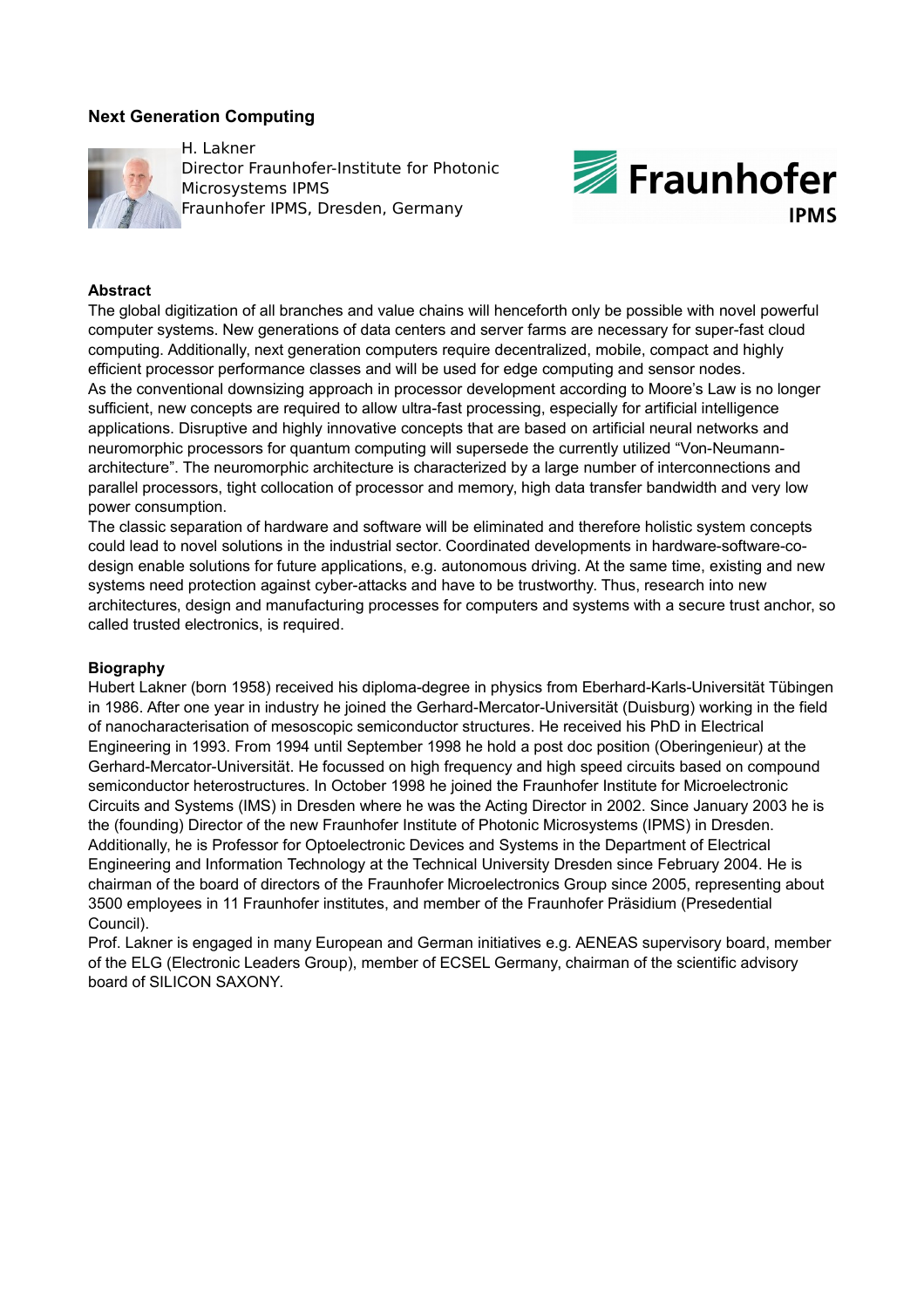## Next Generation Computing

H. Lakner
Director Fraunhofer-Institute for Photonic Microsystems IPMS
Fraunhofer IPMS, Dresden, Germany

Fraunhofer IPMS

### Abstract

The global digitization of all branches and value chains will henceforth only be possible with novel powerful computer systems. New generations of data centers and server farms are necessary for super-fast cloud computing. Additionally, next generation computers require decentralized, mobile, compact and highly efficient processor performance classes and will be used for edge computing and sensor nodes.
As the conventional downsizing approach in processor development according to Moore's Law is no longer sufficient, new concepts are required to allow ultra-fast processing, especially for artificial intelligence applications. Disruptive and highly innovative concepts that are based on artificial neural networks and neuromorphic processors for quantum computing will supersede the currently utilized "Von-Neumann-architecture". The neuromorphic architecture is characterized by a large number of interconnections and parallel processors, tight collocation of processor and memory, high data transfer bandwidth and very low power consumption.
The classic separation of hardware and software will be eliminated and therefore holistic system concepts could lead to novel solutions in the industrial sector. Coordinated developments in hardware-software-co-design enable solutions for future applications, e.g. autonomous driving. At the same time, existing and new systems need protection against cyber-attacks and have to be trustworthy. Thus, research into new architectures, design and manufacturing processes for computers and systems with a secure trust anchor, so called trusted electronics, is required.

### Biography

Hubert Lakner (born 1958) received his diploma-degree in physics from Eberhard-Karls-Universität Tübingen in 1986. After one year in industry he joined the Gerhard-Mercator-Universität (Duisburg) working in the field of nanocharacterisation of mesoscopic semiconductor structures. He received his PhD in Electrical Engineering in 1993. From 1994 until September 1998 he hold a post doc position (Oberingenieur) at the Gerhard-Mercator-Universität. He focussed on high frequency and high speed circuits based on compound semiconductor heterostructures. In October 1998 he joined the Fraunhofer Institute for Microelectronic Circuits and Systems (IMS) in Dresden where he was the Acting Director in 2002. Since January 2003 he is the (founding) Director of the new Fraunhofer Institute of Photonic Microsystems (IPMS) in Dresden. Additionally, he is Professor for Optoelectronic Devices and Systems in the Department of Electrical Engineering and Information Technology at the Technical University Dresden since February 2004. He is chairman of the board of directors of the Fraunhofer Microelectronics Group since 2005, representing about 3500 employees in 11 Fraunhofer institutes, and member of the Fraunhofer Präsidium (Presedential Council).
Prof. Lakner is engaged in many European and German initiatives e.g. AENEAS supervisory board, member of the ELG (Electronic Leaders Group), member of ECSEL Germany, chairman of the scientific advisory board of SILICON SAXONY.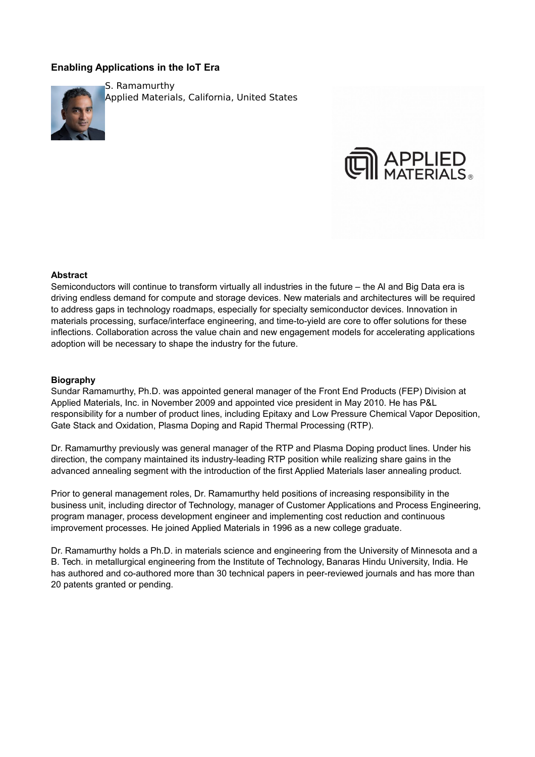## Enabling Applications in the IoT Era

S. Ramamurthy
Applied Materials, California, United States

### Abstract

Semiconductors will continue to transform virtually all industries in the future – the AI and Big Data era is driving endless demand for compute and storage devices. New materials and architectures will be required to address gaps in technology roadmaps, especially for specialty semiconductor devices. Innovation in materials processing, surface/interface engineering, and time-to-yield are core to offer solutions for these inflections. Collaboration across the value chain and new engagement models for accelerating applications adoption will be necessary to shape the industry for the future.

### Biography

Sundar Ramamurthy, Ph.D. was appointed general manager of the Front End Products (FEP) Division at Applied Materials, Inc. in November 2009 and appointed vice president in May 2010. He has P&L responsibility for a number of product lines, including Epitaxy and Low Pressure Chemical Vapor Deposition, Gate Stack and Oxidation, Plasma Doping and Rapid Thermal Processing (RTP).

Dr. Ramamurthy previously was general manager of the RTP and Plasma Doping product lines. Under his direction, the company maintained its industry-leading RTP position while realizing share gains in the advanced annealing segment with the introduction of the first Applied Materials laser annealing product.

Prior to general management roles, Dr. Ramamurthy held positions of increasing responsibility in the business unit, including director of Technology, manager of Customer Applications and Process Engineering, program manager, process development engineer and implementing cost reduction and continuous improvement processes. He joined Applied Materials in 1996 as a new college graduate.

Dr. Ramamurthy holds a Ph.D. in materials science and engineering from the University of Minnesota and a B. Tech. in metallurgical engineering from the Institute of Technology, Banaras Hindu University, India. He has authored and co-authored more than 30 technical papers in peer-reviewed journals and has more than 20 patents granted or pending.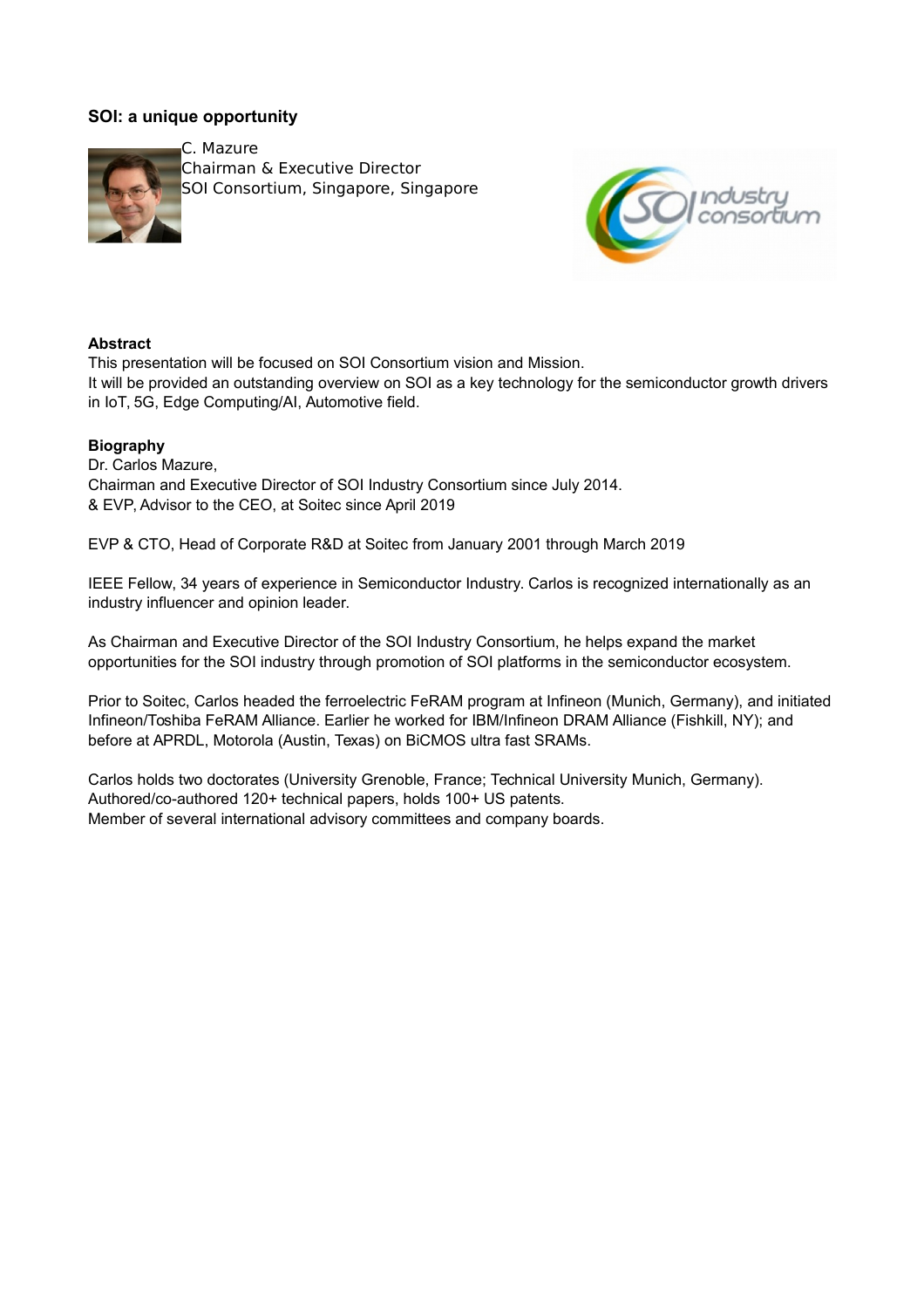### SOI: a unique opportunity

C. Mazure
Chairman & Executive Director
SOI Consortium, Singapore, Singapore

**Abstract**

This presentation will be focused on SOI Consortium vision and Mission.
It will be provided an outstanding overview on SOI as a key technology for the semiconductor growth drivers in IoT, 5G, Edge Computing/AI, Automotive field.

**Biography**

Dr. Carlos Mazure,
Chairman and Executive Director of SOI Industry Consortium since July 2014.
& EVP, Advisor to the CEO, at Soitec since April 2019

EVP & CTO, Head of Corporate R&D at Soitec from January 2001 through March 2019

IEEE Fellow, 34 years of experience in Semiconductor Industry. Carlos is recognized internationally as an industry influencer and opinion leader.

As Chairman and Executive Director of the SOI Industry Consortium, he helps expand the market opportunities for the SOI industry through promotion of SOI platforms in the semiconductor ecosystem.

Prior to Soitec, Carlos headed the ferroelectric FeRAM program at Infineon (Munich, Germany), and initiated Infineon/Toshiba FeRAM Alliance. Earlier he worked for IBM/Infineon DRAM Alliance (Fishkill, NY); and before at APRDL, Motorola (Austin, Texas) on BiCMOS ultra fast SRAMs.

Carlos holds two doctorates (University Grenoble, France; Technical University Munich, Germany).
Authored/co-authored 120+ technical papers, holds 100+ US patents.
Member of several international advisory committees and company boards.